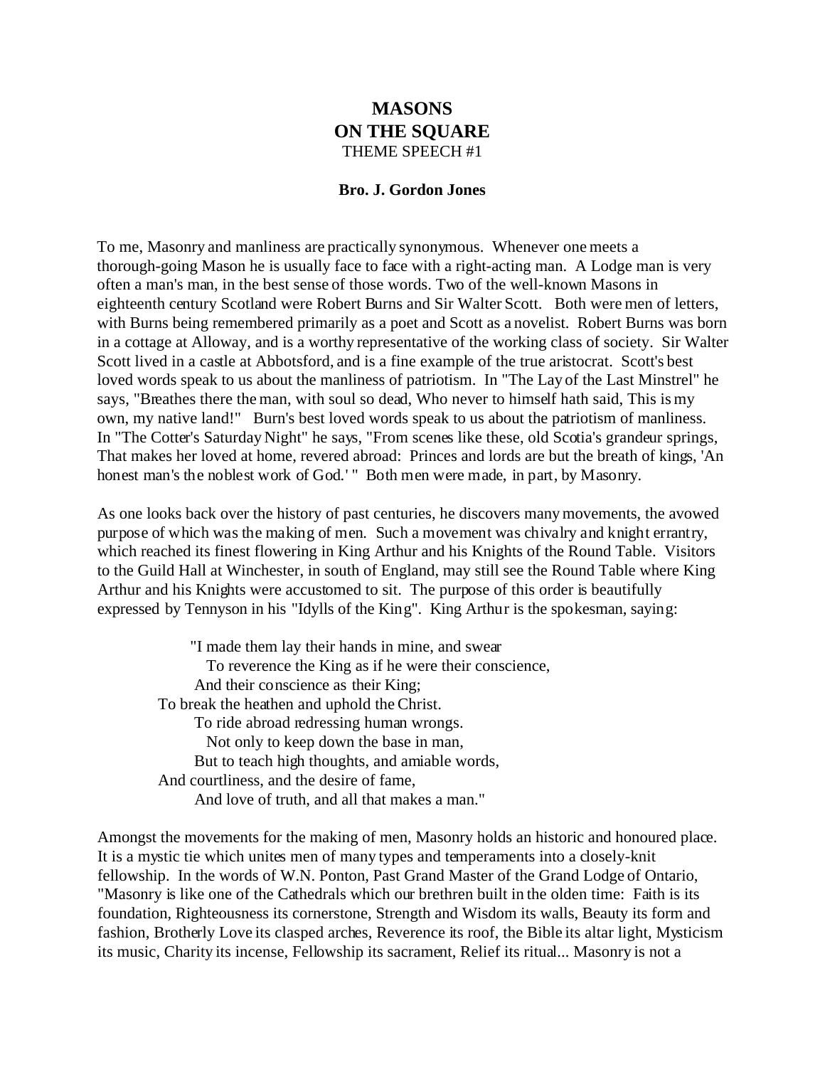# MASONS
# ON THE SQUARE

THEME SPEECH #1

**Bro. J. Gordon Jones**

To me, Masonry and manliness are practically synonymous. Whenever one meets a thorough-going Mason he is usually face to face with a right-acting man. A Lodge man is very often a man's man, in the best sense of those words. Two of the well-known Masons in eighteenth century Scotland were Robert Burns and Sir Walter Scott. Both were men of letters, with Burns being remembered primarily as a poet and Scott as a novelist. Robert Burns was born in a cottage at Alloway, and is a worthy representative of the working class of society. Sir Walter Scott lived in a castle at Abbotsford, and is a fine example of the true aristocrat. Scott's best loved words speak to us about the manliness of patriotism. In "The Lay of the Last Minstrel" he says, "Breathes there the man, with soul so dead, Who never to himself hath said, This is my own, my native land!" Burn's best loved words speak to us about the patriotism of manliness. In "The Cotter's Saturday Night" he says, "From scenes like these, old Scotia's grandeur springs, That makes her loved at home, revered abroad: Princes and lords are but the breath of kings, 'An honest man's the noblest work of God.' " Both men were made, in part, by Masonry.

As one looks back over the history of past centuries, he discovers many movements, the avowed purpose of which was the making of men. Such a movement was chivalry and knight errantry, which reached its finest flowering in King Arthur and his Knights of the Round Table. Visitors to the Guild Hall at Winchester, in south of England, may still see the Round Table where King Arthur and his Knights were accustomed to sit. The purpose of this order is beautifully expressed by Tennyson in his "Idylls of the King". King Arthur is the spokesman, saying:

> "I made them lay their hands in mine, and swear
> To reverence the King as if he were their conscience,
> And their conscience as their King;
> To break the heathen and uphold the Christ.
> To ride abroad redressing human wrongs.
> Not only to keep down the base in man,
> But to teach high thoughts, and amiable words,
> And courtliness, and the desire of fame,
> And love of truth, and all that makes a man."

Amongst the movements for the making of men, Masonry holds an historic and honoured place. It is a mystic tie which unites men of many types and temperaments into a closely-knit fellowship. In the words of W.N. Ponton, Past Grand Master of the Grand Lodge of Ontario, "Masonry is like one of the Cathedrals which our brethren built in the olden time: Faith is its foundation, Righteousness its cornerstone, Strength and Wisdom its walls, Beauty its form and fashion, Brotherly Love its clasped arches, Reverence its roof, the Bible its altar light, Mysticism its music, Charity its incense, Fellowship its sacrament, Relief its ritual... Masonry is not a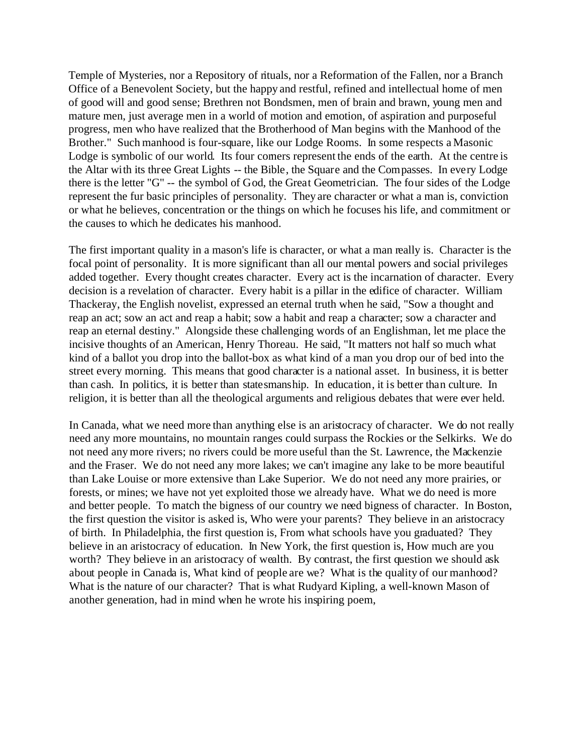Temple of Mysteries, nor a Repository of rituals, nor a Reformation of the Fallen, nor a Branch Office of a Benevolent Society, but the happy and restful, refined and intellectual home of men of good will and good sense; Brethren not Bondsmen, men of brain and brawn, young men and mature men, just average men in a world of motion and emotion, of aspiration and purposeful progress, men who have realized that the Brotherhood of Man begins with the Manhood of the Brother." Such manhood is four-square, like our Lodge Rooms. In some respects a Masonic Lodge is symbolic of our world. Its four corners represent the ends of the earth. At the centre is the Altar with its three Great Lights -- the Bible, the Square and the Compasses. In every Lodge there is the letter "G" -- the symbol of God, the Great Geometrician. The four sides of the Lodge represent the fur basic principles of personality. They are character or what a man is, conviction or what he believes, concentration or the things on which he focuses his life, and commitment or the causes to which he dedicates his manhood.

The first important quality in a mason's life is character, or what a man really is. Character is the focal point of personality. It is more significant than all our mental powers and social privileges added together. Every thought creates character. Every act is the incarnation of character. Every decision is a revelation of character. Every habit is a pillar in the edifice of character. William Thackeray, the English novelist, expressed an eternal truth when he said, "Sow a thought and reap an act; sow an act and reap a habit; sow a habit and reap a character; sow a character and reap an eternal destiny." Alongside these challenging words of an Englishman, let me place the incisive thoughts of an American, Henry Thoreau. He said, "It matters not half so much what kind of a ballot you drop into the ballot-box as what kind of a man you drop our of bed into the street every morning. This means that good character is a national asset. In business, it is better than cash. In politics, it is better than statesmanship. In education, it is better than culture. In religion, it is better than all the theological arguments and religious debates that were ever held.

In Canada, what we need more than anything else is an aristocracy of character. We do not really need any more mountains, no mountain ranges could surpass the Rockies or the Selkirks. We do not need any more rivers; no rivers could be more useful than the St. Lawrence, the Mackenzie and the Fraser. We do not need any more lakes; we can't imagine any lake to be more beautiful than Lake Louise or more extensive than Lake Superior. We do not need any more prairies, or forests, or mines; we have not yet exploited those we already have. What we do need is more and better people. To match the bigness of our country we need bigness of character. In Boston, the first question the visitor is asked is, Who were your parents? They believe in an aristocracy of birth. In Philadelphia, the first question is, From what schools have you graduated? They believe in an aristocracy of education. In New York, the first question is, How much are you worth? They believe in an aristocracy of wealth. By contrast, the first question we should ask about people in Canada is, What kind of people are we? What is the quality of our manhood? What is the nature of our character? That is what Rudyard Kipling, a well-known Mason of another generation, had in mind when he wrote his inspiring poem,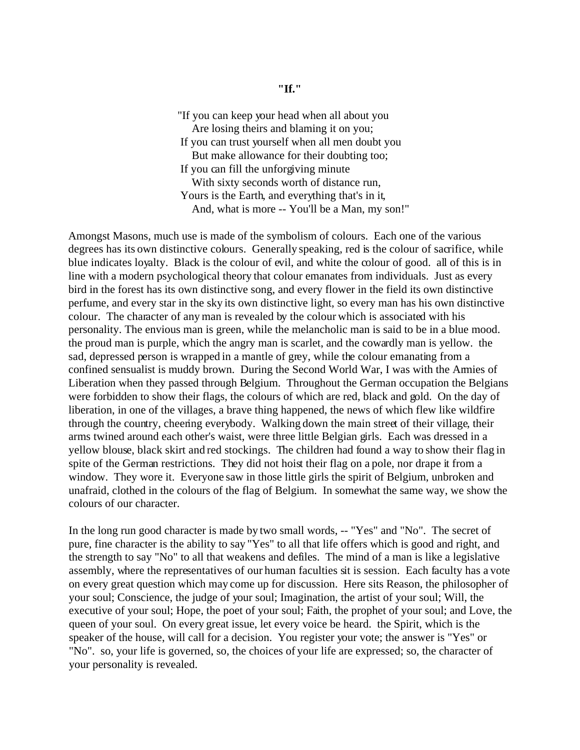**"If."**

"If you can keep your head when all about you  
  Are losing theirs and blaming it on you;  
If you can trust yourself when all men doubt you  
  But make allowance for their doubting too;  
If you can fill the unforgiving minute  
  With sixty seconds worth of distance run,  
Yours is the Earth, and everything that's in it,  
  And, what is more -- You'll be a Man, my son!"

Amongst Masons, much use is made of the symbolism of colours. Each one of the various degrees has its own distinctive colours. Generally speaking, red is the colour of sacrifice, while blue indicates loyalty. Black is the colour of evil, and white the colour of good. all of this is in line with a modern psychological theory that colour emanates from individuals. Just as every bird in the forest has its own distinctive song, and every flower in the field its own distinctive perfume, and every star in the sky its own distinctive light, so every man has his own distinctive colour. The character of any man is revealed by the colour which is associated with his personality. The envious man is green, while the melancholic man is said to be in a blue mood. the proud man is purple, which the angry man is scarlet, and the cowardly man is yellow. the sad, depressed person is wrapped in a mantle of grey, while the colour emanating from a confined sensualist is muddy brown. During the Second World War, I was with the Armies of Liberation when they passed through Belgium. Throughout the German occupation the Belgians were forbidden to show their flags, the colours of which are red, black and gold. On the day of liberation, in one of the villages, a brave thing happened, the news of which flew like wildfire through the country, cheering everybody. Walking down the main street of their village, their arms twined around each other's waist, were three little Belgian girls. Each was dressed in a yellow blouse, black skirt and red stockings. The children had found a way to show their flag in spite of the German restrictions. They did not hoist their flag on a pole, nor drape it from a window. They wore it. Everyone saw in those little girls the spirit of Belgium, unbroken and unafraid, clothed in the colours of the flag of Belgium. In somewhat the same way, we show the colours of our character.

In the long run good character is made by two small words, -- "Yes" and "No". The secret of pure, fine character is the ability to say "Yes" to all that life offers which is good and right, and the strength to say "No" to all that weakens and defiles. The mind of a man is like a legislative assembly, where the representatives of our human faculties sit is session. Each faculty has a vote on every great question which may come up for discussion. Here sits Reason, the philosopher of your soul; Conscience, the judge of your soul; Imagination, the artist of your soul; Will, the executive of your soul; Hope, the poet of your soul; Faith, the prophet of your soul; and Love, the queen of your soul. On every great issue, let every voice be heard. the Spirit, which is the speaker of the house, will call for a decision. You register your vote; the answer is "Yes" or "No". so, your life is governed, so, the choices of your life are expressed; so, the character of your personality is revealed.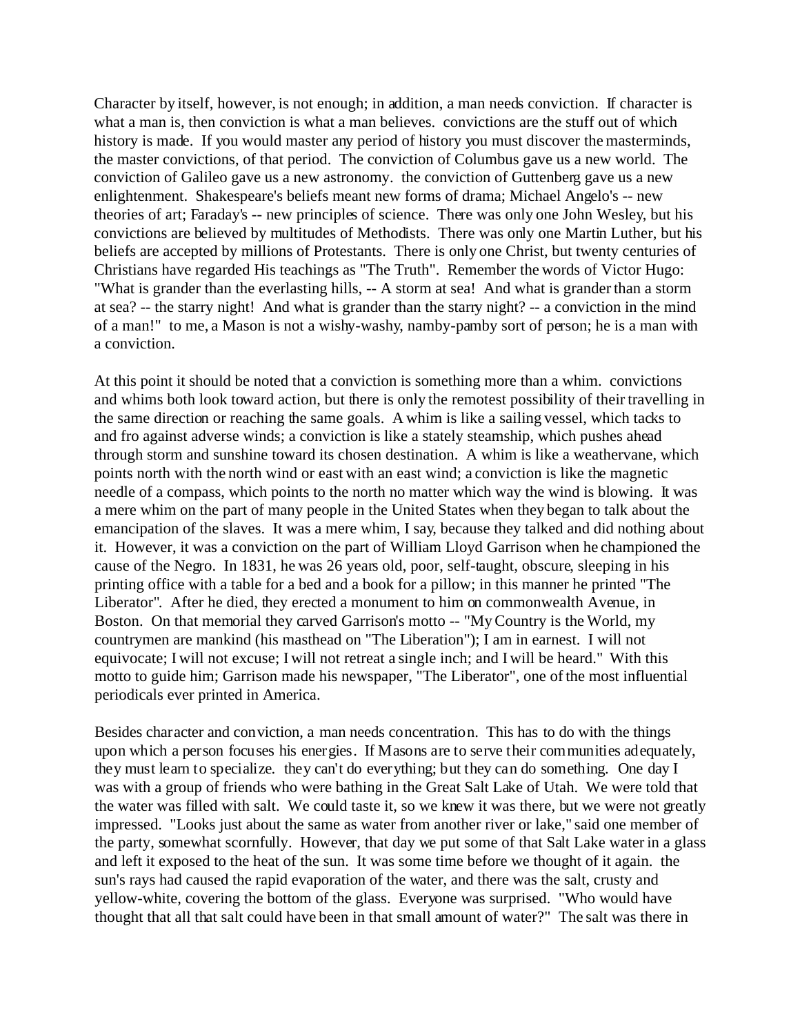Character by itself, however, is not enough; in addition, a man needs conviction. If character is what a man is, then conviction is what a man believes. convictions are the stuff out of which history is made. If you would master any period of history you must discover the masterminds, the master convictions, of that period. The conviction of Columbus gave us a new world. The conviction of Galileo gave us a new astronomy. the conviction of Guttenberg gave us a new enlightenment. Shakespeare's beliefs meant new forms of drama; Michael Angelo's -- new theories of art; Faraday's -- new principles of science. There was only one John Wesley, but his convictions are believed by multitudes of Methodists. There was only one Martin Luther, but his beliefs are accepted by millions of Protestants. There is only one Christ, but twenty centuries of Christians have regarded His teachings as "The Truth". Remember the words of Victor Hugo: "What is grander than the everlasting hills, -- A storm at sea! And what is grander than a storm at sea? -- the starry night! And what is grander than the starry night? -- a conviction in the mind of a man!" to me, a Mason is not a wishy-washy, namby-pamby sort of person; he is a man with a conviction.

At this point it should be noted that a conviction is something more than a whim. convictions and whims both look toward action, but there is only the remotest possibility of their travelling in the same direction or reaching the same goals. A whim is like a sailing vessel, which tacks to and fro against adverse winds; a conviction is like a stately steamship, which pushes ahead through storm and sunshine toward its chosen destination. A whim is like a weathervane, which points north with the north wind or east with an east wind; a conviction is like the magnetic needle of a compass, which points to the north no matter which way the wind is blowing. It was a mere whim on the part of many people in the United States when they began to talk about the emancipation of the slaves. It was a mere whim, I say, because they talked and did nothing about it. However, it was a conviction on the part of William Lloyd Garrison when he championed the cause of the Negro. In 1831, he was 26 years old, poor, self-taught, obscure, sleeping in his printing office with a table for a bed and a book for a pillow; in this manner he printed "The Liberator". After he died, they erected a monument to him on commonwealth Avenue, in Boston. On that memorial they carved Garrison's motto -- "My Country is the World, my countrymen are mankind (his masthead on "The Liberation"); I am in earnest. I will not equivocate; I will not excuse; I will not retreat a single inch; and I will be heard." With this motto to guide him; Garrison made his newspaper, "The Liberator", one of the most influential periodicals ever printed in America.

Besides character and conviction, a man needs concentration. This has to do with the things upon which a person focuses his energies. If Masons are to serve their communities adequately, they must learn to specialize. they can't do everything; but they can do something. One day I was with a group of friends who were bathing in the Great Salt Lake of Utah. We were told that the water was filled with salt. We could taste it, so we knew it was there, but we were not greatly impressed. "Looks just about the same as water from another river or lake," said one member of the party, somewhat scornfully. However, that day we put some of that Salt Lake water in a glass and left it exposed to the heat of the sun. It was some time before we thought of it again. the sun's rays had caused the rapid evaporation of the water, and there was the salt, crusty and yellow-white, covering the bottom of the glass. Everyone was surprised. "Who would have thought that all that salt could have been in that small amount of water?" The salt was there in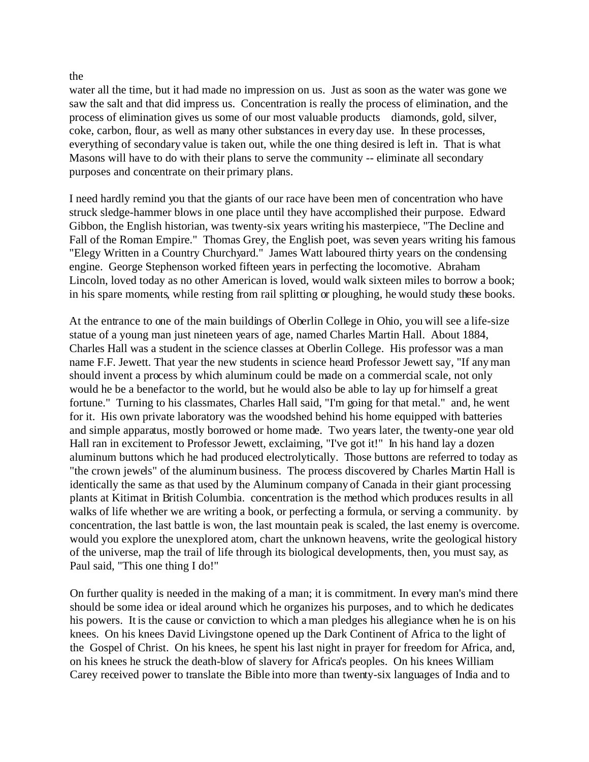the
water all the time, but it had made no impression on us. Just as soon as the water was gone we saw the salt and that did impress us. Concentration is really the process of elimination, and the process of elimination gives us some of our most valuable products diamonds, gold, silver, coke, carbon, flour, as well as many other substances in every day use. In these processes, everything of secondary value is taken out, while the one thing desired is left in. That is what Masons will have to do with their plans to serve the community -- eliminate all secondary purposes and concentrate on their primary plans.

I need hardly remind you that the giants of our race have been men of concentration who have struck sledge-hammer blows in one place until they have accomplished their purpose. Edward Gibbon, the English historian, was twenty-six years writing his masterpiece, "The Decline and Fall of the Roman Empire." Thomas Grey, the English poet, was seven years writing his famous "Elegy Written in a Country Churchyard." James Watt laboured thirty years on the condensing engine. George Stephenson worked fifteen years in perfecting the locomotive. Abraham Lincoln, loved today as no other American is loved, would walk sixteen miles to borrow a book; in his spare moments, while resting from rail splitting or ploughing, he would study these books.

At the entrance to one of the main buildings of Oberlin College in Ohio, you will see a life-size statue of a young man just nineteen years of age, named Charles Martin Hall. About 1884, Charles Hall was a student in the science classes at Oberlin College. His professor was a man name F.F. Jewett. That year the new students in science heard Professor Jewett say, "If any man should invent a process by which aluminum could be made on a commercial scale, not only would he be a benefactor to the world, but he would also be able to lay up for himself a great fortune." Turning to his classmates, Charles Hall said, "I'm going for that metal." and, he went for it. His own private laboratory was the woodshed behind his home equipped with batteries and simple apparatus, mostly borrowed or home made. Two years later, the twenty-one year old Hall ran in excitement to Professor Jewett, exclaiming, "I've got it!" In his hand lay a dozen aluminum buttons which he had produced electrolytically. Those buttons are referred to today as "the crown jewels" of the aluminum business. The process discovered by Charles Martin Hall is identically the same as that used by the Aluminum company of Canada in their giant processing plants at Kitimat in British Columbia. concentration is the method which produces results in all walks of life whether we are writing a book, or perfecting a formula, or serving a community. by concentration, the last battle is won, the last mountain peak is scaled, the last enemy is overcome. would you explore the unexplored atom, chart the unknown heavens, write the geological history of the universe, map the trail of life through its biological developments, then, you must say, as Paul said, "This one thing I do!"

On further quality is needed in the making of a man; it is commitment. In every man's mind there should be some idea or ideal around which he organizes his purposes, and to which he dedicates his powers. It is the cause or conviction to which a man pledges his allegiance when he is on his knees. On his knees David Livingstone opened up the Dark Continent of Africa to the light of the Gospel of Christ. On his knees, he spent his last night in prayer for freedom for Africa, and, on his knees he struck the death-blow of slavery for Africa's peoples. On his knees William Carey received power to translate the Bible into more than twenty-six languages of India and to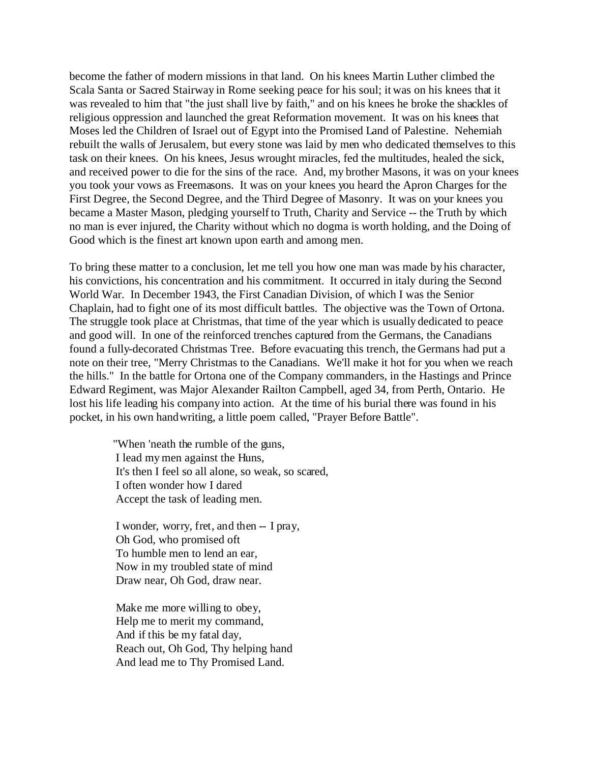become the father of modern missions in that land. On his knees Martin Luther climbed the Scala Santa or Sacred Stairway in Rome seeking peace for his soul; it was on his knees that it was revealed to him that "the just shall live by faith," and on his knees he broke the shackles of religious oppression and launched the great Reformation movement. It was on his knees that Moses led the Children of Israel out of Egypt into the Promised Land of Palestine. Nehemiah rebuilt the walls of Jerusalem, but every stone was laid by men who dedicated themselves to this task on their knees. On his knees, Jesus wrought miracles, fed the multitudes, healed the sick, and received power to die for the sins of the race. And, my brother Masons, it was on your knees you took your vows as Freemasons. It was on your knees you heard the Apron Charges for the First Degree, the Second Degree, and the Third Degree of Masonry. It was on your knees you became a Master Mason, pledging yourself to Truth, Charity and Service -- the Truth by which no man is ever injured, the Charity without which no dogma is worth holding, and the Doing of Good which is the finest art known upon earth and among men.

To bring these matter to a conclusion, let me tell you how one man was made by his character, his convictions, his concentration and his commitment. It occurred in italy during the Second World War. In December 1943, the First Canadian Division, of which I was the Senior Chaplain, had to fight one of its most difficult battles. The objective was the Town of Ortona. The struggle took place at Christmas, that time of the year which is usually dedicated to peace and good will. In one of the reinforced trenches captured from the Germans, the Canadians found a fully-decorated Christmas Tree. Before evacuating this trench, the Germans had put a note on their tree, "Merry Christmas to the Canadians. We'll make it hot for you when we reach the hills." In the battle for Ortona one of the Company commanders, in the Hastings and Prince Edward Regiment, was Major Alexander Railton Campbell, aged 34, from Perth, Ontario. He lost his life leading his company into action. At the time of his burial there was found in his pocket, in his own handwriting, a little poem called, "Prayer Before Battle".

> "When 'neath the rumble of the guns,
> I lead my men against the Huns,
> It's then I feel so all alone, so weak, so scared,
> I often wonder how I dared
> Accept the task of leading men.
>
> I wonder, worry, fret, and then -- I pray,
> Oh God, who promised oft
> To humble men to lend an ear,
> Now in my troubled state of mind
> Draw near, Oh God, draw near.
>
> Make me more willing to obey,
> Help me to merit my command,
> And if this be my fatal day,
> Reach out, Oh God, Thy helping hand
> And lead me to Thy Promised Land.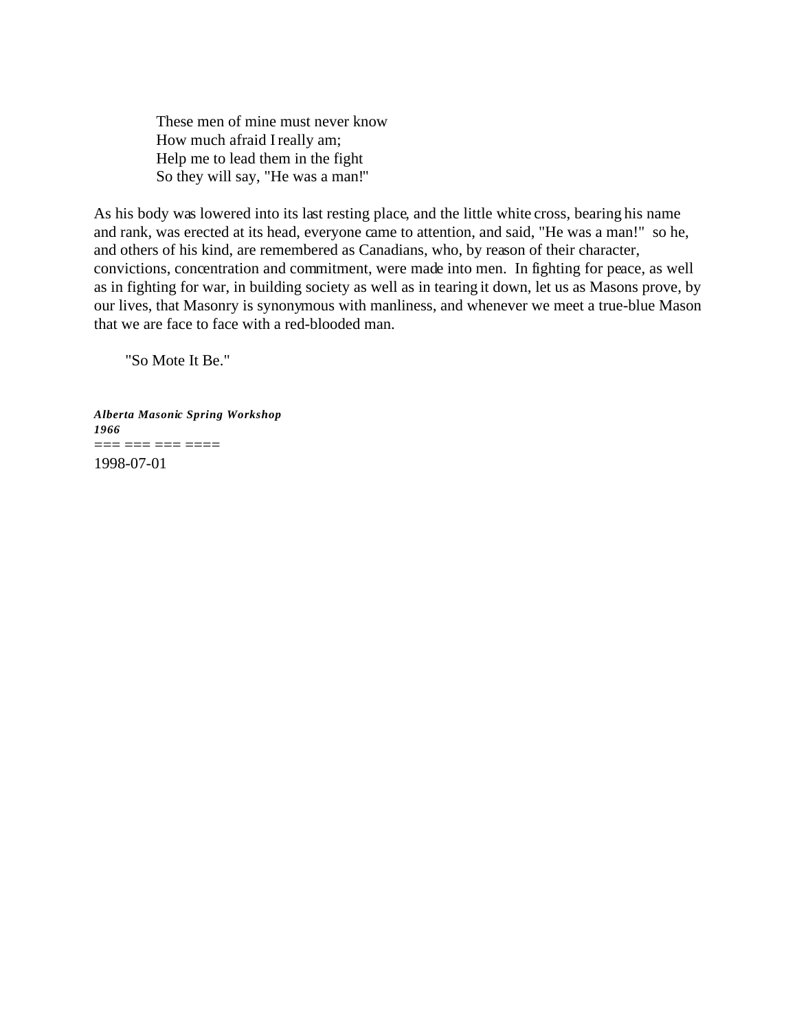> These men of mine must never know  
> How much afraid I really am;  
> Help me to lead them in the fight  
> So they will say, "He was a man!"

As his body was lowered into its last resting place, and the little white cross, bearing his name and rank, was erected at its head, everyone came to attention, and said, "He was a man!" so he, and others of his kind, are remembered as Canadians, who, by reason of their character, convictions, concentration and commitment, were made into men. In fighting for peace, as well as in fighting for war, in building society as well as in tearing it down, let us as Masons prove, by our lives, that Masonry is synonymous with manliness, and whenever we meet a true-blue Mason that we are face to face with a red-blooded man.

"So Mote It Be."

***Alberta Masonic Spring Workshop***  
***1966***  
=== === === ====  
1998-07-01